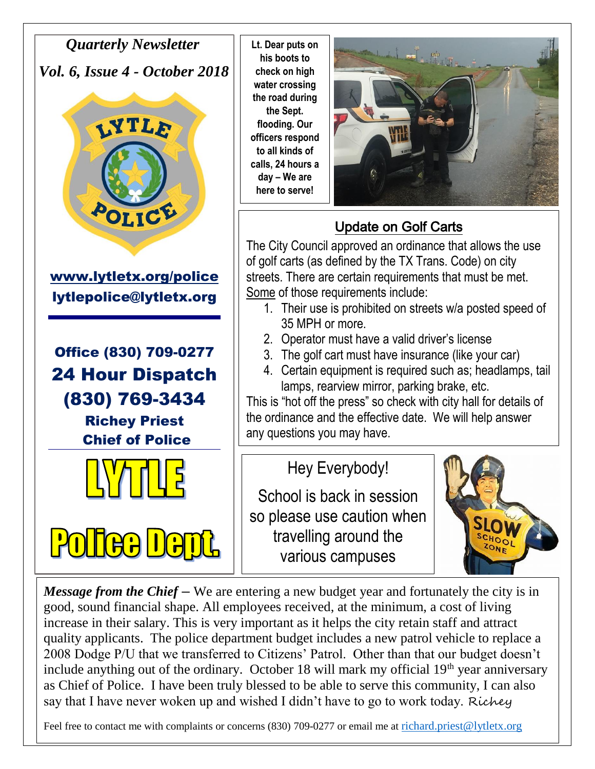***Quarterly Newsletter***

***Vol. 6, Issue 4 - October 2018***

**www.lytletx.org/police**

**lytlepolice@lytletx.org**

**Office (830) 709-0277**

**24 Hour Dispatch (830) 769-3434**

**Richey Priest**
**Chief of Police**

**LYTLE Police Dept.**

**Lt. Dear puts on his boots to check on high water crossing the road during the Sept. flooding. Our officers respond to all kinds of calls, 24 hours a day – We are here to serve!**

## Update on Golf Carts

The City Council approved an ordinance that allows the use of golf carts (as defined by the TX Trans. Code) on city streets. There are certain requirements that must be met. Some of those requirements include:

1. Their use is prohibited on streets w/a posted speed of 35 MPH or more.
2. Operator must have a valid driver's license
3. The golf cart must have insurance (like your car)
4. Certain equipment is required such as; headlamps, tail lamps, rearview mirror, parking brake, etc.

This is "hot off the press" so check with city hall for details of the ordinance and the effective date. We will help answer any questions you may have.

Hey Everybody!

School is back in session so please use caution when travelling around the various campuses

***Message from the Chief*** – We are entering a new budget year and fortunately the city is in good, sound financial shape. All employees received, at the minimum, a cost of living increase in their salary. This is very important as it helps the city retain staff and attract quality applicants. The police department budget includes a new patrol vehicle to replace a 2008 Dodge P/U that we transferred to Citizens' Patrol. Other than that our budget doesn't include anything out of the ordinary. October 18 will mark my official 19th year anniversary as Chief of Police. I have been truly blessed to be able to serve this community, I can also say that I have never woken up and wished I didn't have to go to work today. Richey

Feel free to contact me with complaints or concerns (830) 709-0277 or email me at richard.priest@lytletx.org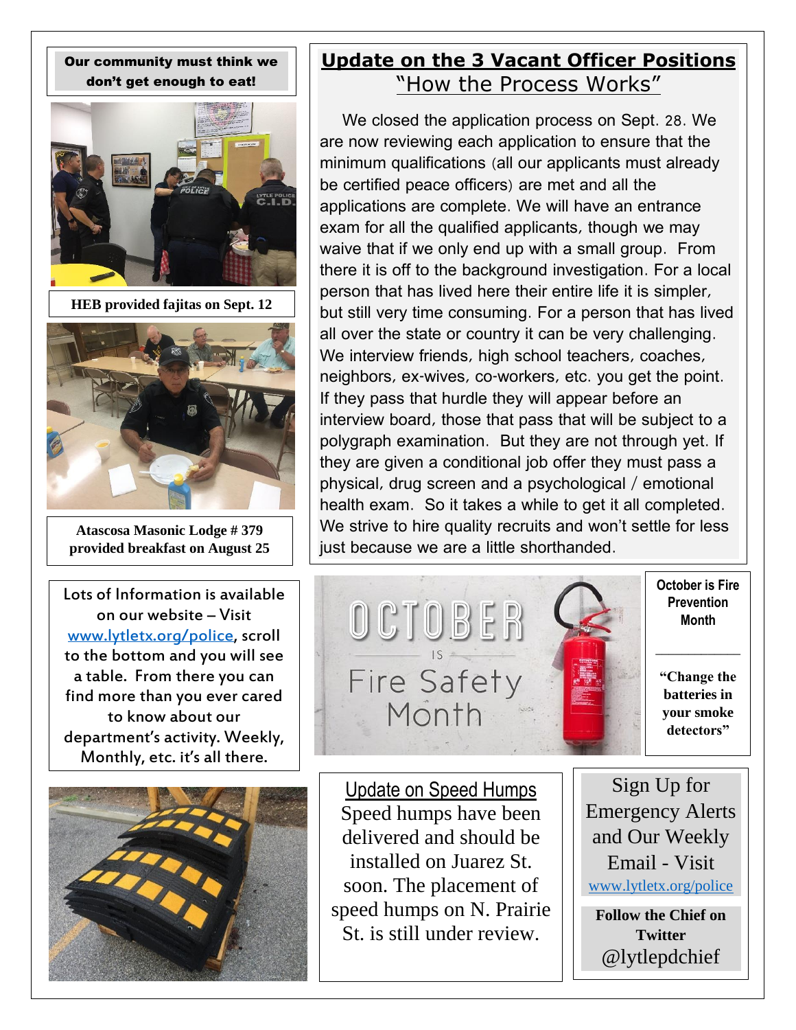**Our community must think we don't get enough to eat!**

**HEB provided fajitas on Sept. 12**

**Atascosa Masonic Lodge # 379 provided breakfast on August 25**

Lots of Information is available on our website – Visit www.lytletx.org/police, scroll to the bottom and you will see a table. From there you can find more than you ever cared to know about our department's activity. Weekly, Monthly, etc. it's all there.

## Update on the 3 Vacant Officer Positions

"How the Process Works"

We closed the application process on Sept. 28. We are now reviewing each application to ensure that the minimum qualifications (all our applicants must already be certified peace officers) are met and all the applications are complete. We will have an entrance exam for all the qualified applicants, though we may waive that if we only end up with a small group. From there it is off to the background investigation. For a local person that has lived here their entire life it is simpler, but still very time consuming. For a person that has lived all over the state or country it can be very challenging. We interview friends, high school teachers, coaches, neighbors, ex-wives, co-workers, etc. you get the point. If they pass that hurdle they will appear before an interview board, those that pass that will be subject to a polygraph examination. But they are not through yet. If they are given a conditional job offer they must pass a physical, drug screen and a psychological / emotional health exam. So it takes a while to get it all completed. We strive to hire quality recruits and won't settle for less just because we are a little shorthanded.

OCTOBER IS Fire Safety Month

**October is Fire Prevention Month**

**"Change the batteries in your smoke detectors"**

Update on Speed Humps

Speed humps have been delivered and should be installed on Juarez St. soon. The placement of speed humps on N. Prairie St. is still under review.

Sign Up for Emergency Alerts and Our Weekly Email - Visit www.lytletx.org/police

**Follow the Chief on Twitter**

@lytlepdchief